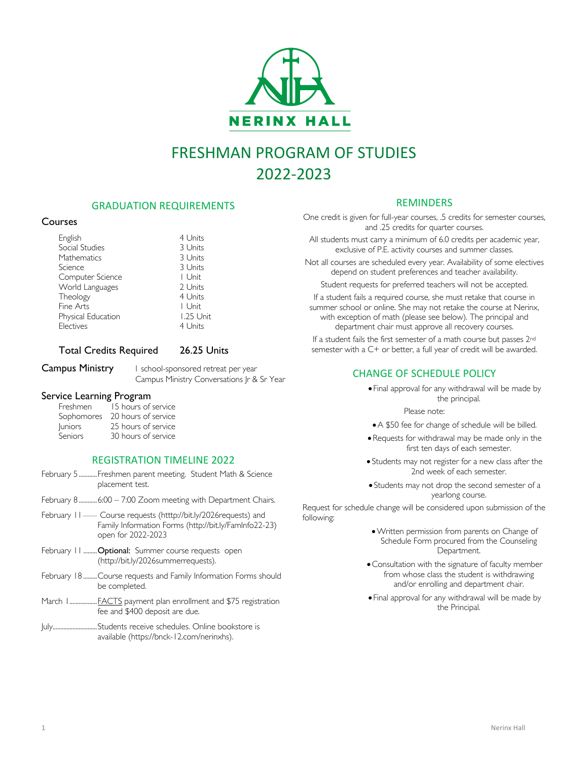NERINX HALL

# FRESHMAN PROGRAM OF STUDIES 2022-2023

## GRADUATION REQUIREMENTS

### Courses

| Course | Units |
|---|---|
| English | 4 Units |
| Social Studies | 3 Units |
| Mathematics | 3 Units |
| Science | 3 Units |
| Computer Science | 1 Unit |
| World Languages | 2 Units |
| Theology | 4 Units |
| Fine Arts | 1 Unit |
| Physical Education | 1.25 Unit |
| Electives | 4 Units |
| **Total Credits Required** | **26.25 Units** |

### Campus Ministry

1 school-sponsored retreat per year
Campus Ministry Conversations Jr & Sr Year

### Service Learning Program

| Year | Hours |
|---|---|
| Freshmen | 15 hours of service |
| Sophomores | 20 hours of service |
| Juniors | 25 hours of service |
| Seniors | 30 hours of service |

## REGISTRATION TIMELINE 2022

- February 5 ............ Freshmen parent meeting. Student Math & Science placement test.
- February 8 ............ 6:00 – 7:00 Zoom meeting with Department Chairs.
- February 11 ............ Course requests (htttp://bit.ly/2026requests) and Family Information Forms (http://bit.ly/FamInfo22-23) open for 2022-2023
- February 11 ......... **Optional:** Summer course requests open (http://bit.ly/2026summerrequests).
- February 18 ......... Course requests and Family Information Forms should be completed.
- March 1 .................. FACTS payment plan enrollment and $75 registration fee and $400 deposit are due.
- July............................ Students receive schedules. Online bookstore is available (https://bnck-12.com/nerinxhs).

## REMINDERS

One credit is given for full-year courses, .5 credits for semester courses, and .25 credits for quarter courses.

All students must carry a minimum of 6.0 credits per academic year, exclusive of P.E. activity courses and summer classes.

Not all courses are scheduled every year. Availability of some electives depend on student preferences and teacher availability.

Student requests for preferred teachers will not be accepted.

If a student fails a required course, she must retake that course in summer school or online. She may not retake the course at Nerinx, with exception of math (please see below). The principal and department chair must approve all recovery courses.

If a student fails the first semester of a math course but passes 2nd semester with a C+ or better, a full year of credit will be awarded.

## CHANGE OF SCHEDULE POLICY

- Final approval for any withdrawal will be made by the principal.

Please note:

- A $50 fee for change of schedule will be billed.
- Requests for withdrawal may be made only in the first ten days of each semester.
- Students may not register for a new class after the 2nd week of each semester.
- Students may not drop the second semester of a yearlong course.

Request for schedule change will be considered upon submission of the following:

- Written permission from parents on Change of Schedule Form procured from the Counseling Department.
- Consultation with the signature of faculty member from whose class the student is withdrawing and/or enrolling and department chair.
- Final approval for any withdrawal will be made by the Principal.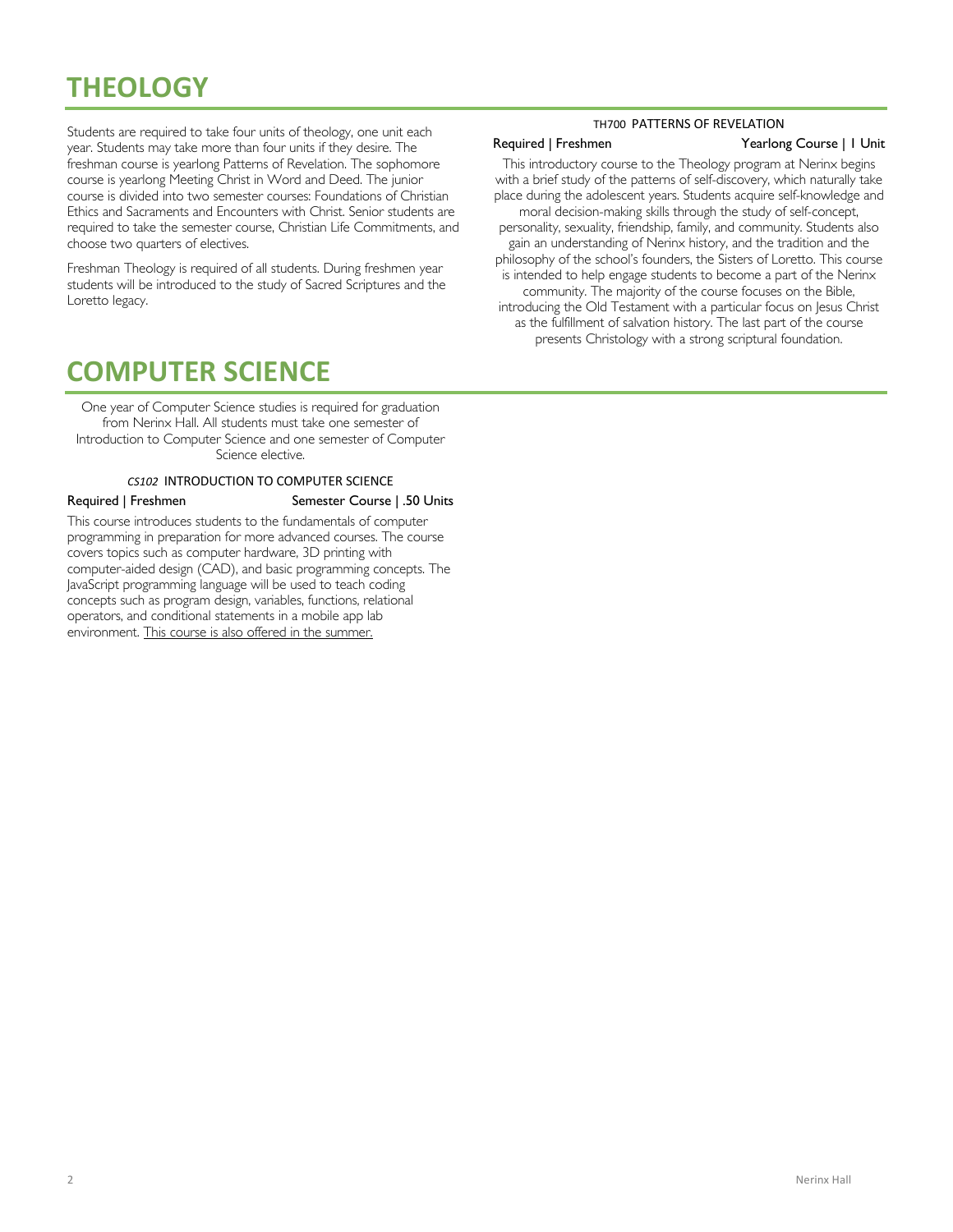# THEOLOGY

Students are required to take four units of theology, one unit each year. Students may take more than four units if they desire. The freshman course is yearlong Patterns of Revelation. The sophomore course is yearlong Meeting Christ in Word and Deed. The junior course is divided into two semester courses: Foundations of Christian Ethics and Sacraments and Encounters with Christ. Senior students are required to take the semester course, Christian Life Commitments, and choose two quarters of electives.

Freshman Theology is required of all students. During freshmen year students will be introduced to the study of Sacred Scriptures and the Loretto legacy.

### TH700 PATTERNS OF REVELATION

**Required | Freshmen** — **Yearlong Course | 1 Unit**

This introductory course to the Theology program at Nerinx begins with a brief study of the patterns of self-discovery, which naturally take place during the adolescent years. Students acquire self-knowledge and moral decision-making skills through the study of self-concept, personality, sexuality, friendship, family, and community. Students also gain an understanding of Nerinx history, and the tradition and the philosophy of the school's founders, the Sisters of Loretto. This course is intended to help engage students to become a part of the Nerinx community. The majority of the course focuses on the Bible, introducing the Old Testament with a particular focus on Jesus Christ as the fulfillment of salvation history. The last part of the course presents Christology with a strong scriptural foundation.

# COMPUTER SCIENCE

One year of Computer Science studies is required for graduation from Nerinx Hall. All students must take one semester of Introduction to Computer Science and one semester of Computer Science elective.

### *CS102* INTRODUCTION TO COMPUTER SCIENCE

**Required | Freshmen** — **Semester Course | .50 Units**

This course introduces students to the fundamentals of computer programming in preparation for more advanced courses. The course covers topics such as computer hardware, 3D printing with computer-aided design (CAD), and basic programming concepts. The JavaScript programming language will be used to teach coding concepts such as program design, variables, functions, relational operators, and conditional statements in a mobile app lab environment. This course is also offered in the summer.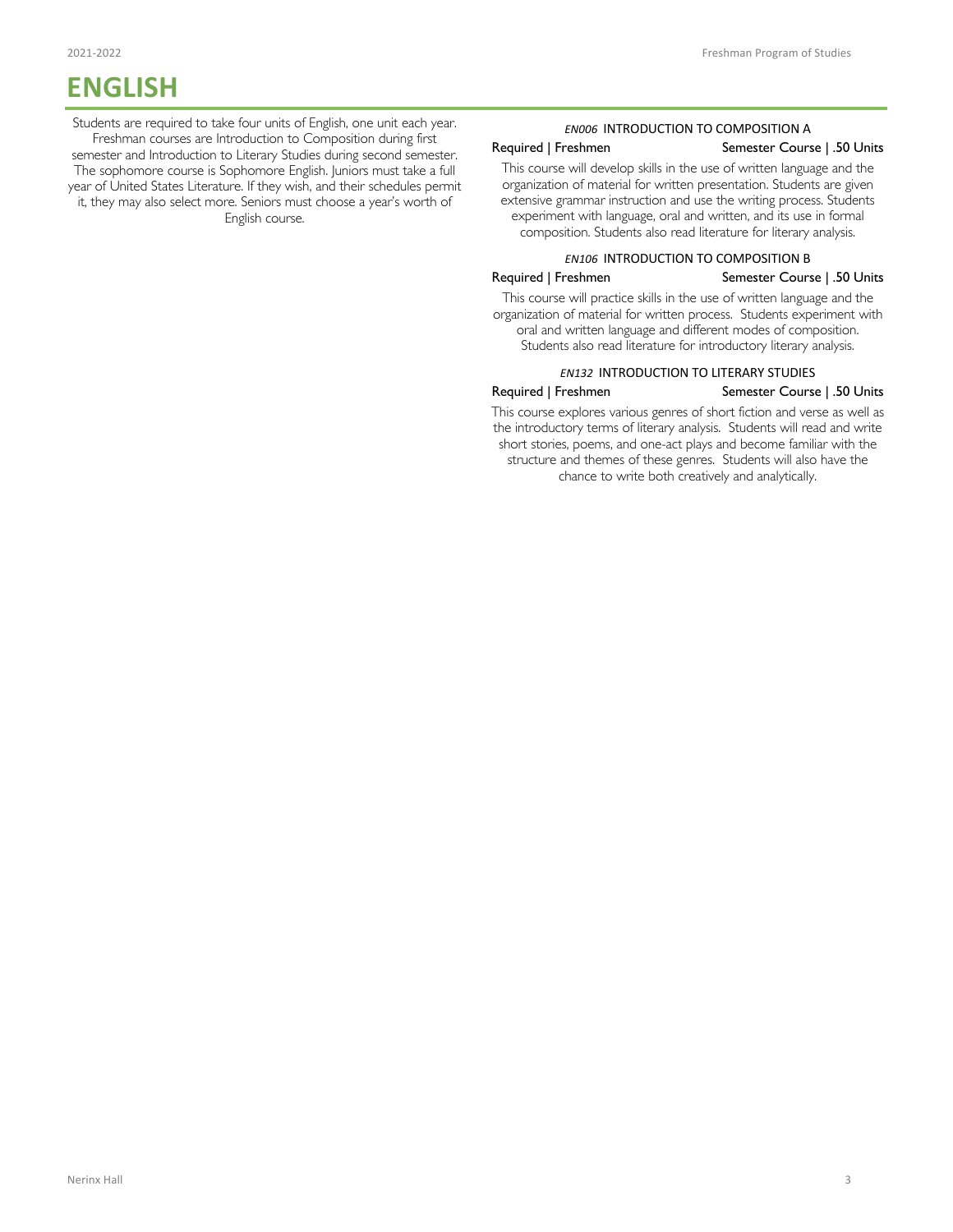# ENGLISH

Students are required to take four units of English, one unit each year. Freshman courses are Introduction to Composition during first semester and Introduction to Literary Studies during second semester. The sophomore course is Sophomore English. Juniors must take a full year of United States Literature. If they wish, and their schedules permit it, they may also select more. Seniors must choose a year's worth of English course.

### *EN006* INTRODUCTION TO COMPOSITION A

Required | Freshmen — Semester Course | .50 Units

This course will develop skills in the use of written language and the organization of material for written presentation. Students are given extensive grammar instruction and use the writing process. Students experiment with language, oral and written, and its use in formal composition. Students also read literature for literary analysis.

### *EN106* INTRODUCTION TO COMPOSITION B

Required | Freshmen — Semester Course | .50 Units

This course will practice skills in the use of written language and the organization of material for written process. Students experiment with oral and written language and different modes of composition. Students also read literature for introductory literary analysis.

### *EN132* INTRODUCTION TO LITERARY STUDIES

Required | Freshmen — Semester Course | .50 Units

This course explores various genres of short fiction and verse as well as the introductory terms of literary analysis. Students will read and write short stories, poems, and one-act plays and become familiar with the structure and themes of these genres. Students will also have the chance to write both creatively and analytically.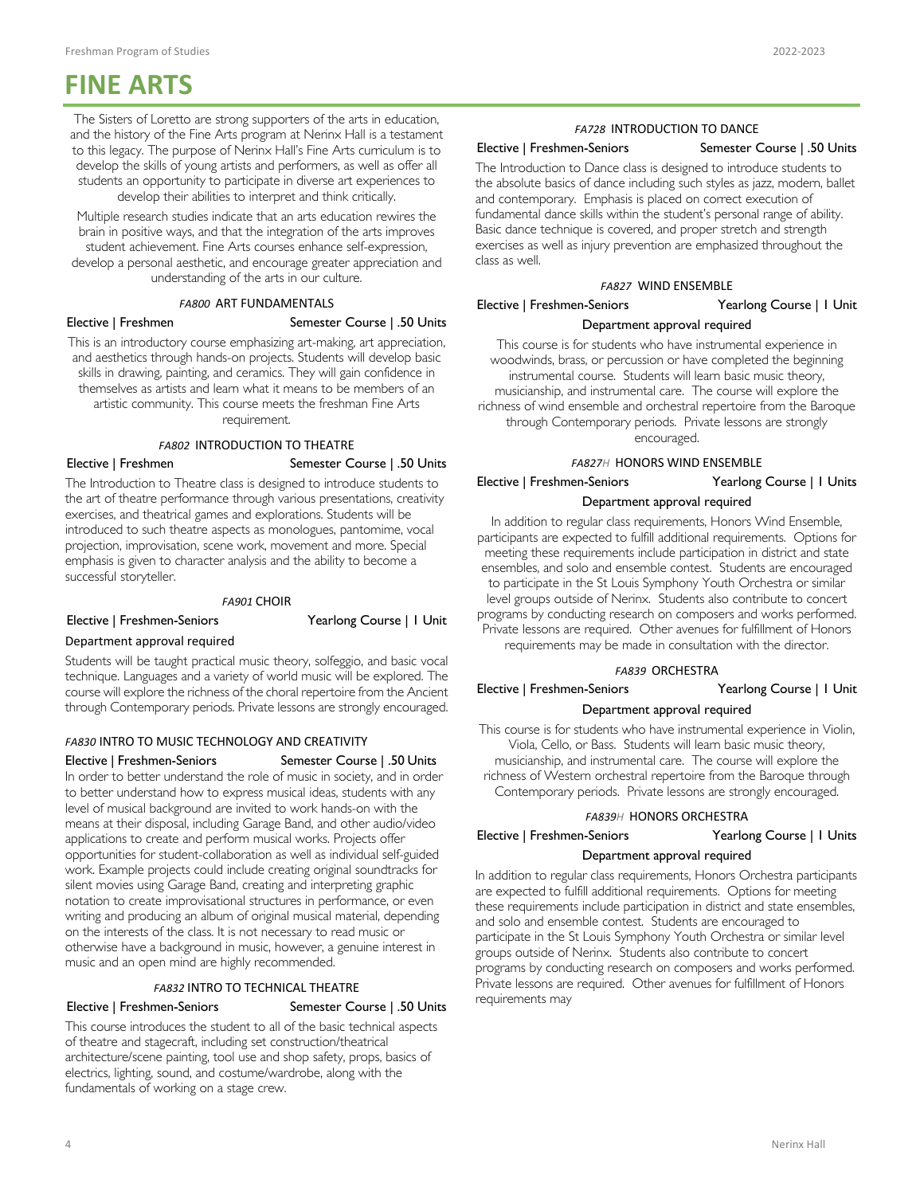# FINE ARTS

The Sisters of Loretto are strong supporters of the arts in education, and the history of the Fine Arts program at Nerinx Hall is a testament to this legacy. The purpose of Nerinx Hall's Fine Arts curriculum is to develop the skills of young artists and performers, as well as offer all students an opportunity to participate in diverse art experiences to develop their abilities to interpret and think critically.

Multiple research studies indicate that an arts education rewires the brain in positive ways, and that the integration of the arts improves student achievement. Fine Arts courses enhance self-expression, develop a personal aesthetic, and encourage greater appreciation and understanding of the arts in our culture.

### *FA800* ART FUNDAMENTALS

Elective | Freshmen — Semester Course | .50 Units

This is an introductory course emphasizing art-making, art appreciation, and aesthetics through hands-on projects. Students will develop basic skills in drawing, painting, and ceramics. They will gain confidence in themselves as artists and learn what it means to be members of an artistic community. This course meets the freshman Fine Arts requirement.

### *FA802* INTRODUCTION TO THEATRE

Elective | Freshmen — Semester Course | .50 Units

The Introduction to Theatre class is designed to introduce students to the art of theatre performance through various presentations, creativity exercises, and theatrical games and explorations. Students will be introduced to such theatre aspects as monologues, pantomime, vocal projection, improvisation, scene work, movement and more. Special emphasis is given to character analysis and the ability to become a successful storyteller.

### *FA901* CHOIR

Elective | Freshmen-Seniors — Yearlong Course | 1 Unit

Department approval required

Students will be taught practical music theory, solfeggio, and basic vocal technique. Languages and a variety of world music will be explored. The course will explore the richness of the choral repertoire from the Ancient through Contemporary periods. Private lessons are strongly encouraged.

### *FA830* INTRO TO MUSIC TECHNOLOGY AND CREATIVITY

Elective | Freshmen-Seniors — Semester Course | .50 Units

In order to better understand the role of music in society, and in order to better understand how to express musical ideas, students with any level of musical background are invited to work hands-on with the means at their disposal, including Garage Band, and other audio/video applications to create and perform musical works. Projects offer opportunities for student-collaboration as well as individual self-guided work. Example projects could include creating original soundtracks for silent movies using Garage Band, creating and interpreting graphic notation to create improvisational structures in performance, or even writing and producing an album of original musical material, depending on the interests of the class. It is not necessary to read music or otherwise have a background in music, however, a genuine interest in music and an open mind are highly recommended.

### *FA832* INTRO TO TECHNICAL THEATRE

Elective | Freshmen-Seniors — Semester Course | .50 Units

This course introduces the student to all of the basic technical aspects of theatre and stagecraft, including set construction/theatrical architecture/scene painting, tool use and shop safety, props, basics of electrics, lighting, sound, and costume/wardrobe, along with the fundamentals of working on a stage crew.

### *FA728* INTRODUCTION TO DANCE

Elective | Freshmen-Seniors — Semester Course | .50 Units

The Introduction to Dance class is designed to introduce students to the absolute basics of dance including such styles as jazz, modern, ballet and contemporary. Emphasis is placed on correct execution of fundamental dance skills within the student's personal range of ability. Basic dance technique is covered, and proper stretch and strength exercises as well as injury prevention are emphasized throughout the class as well.

### *FA827* WIND ENSEMBLE

Elective | Freshmen-Seniors — Yearlong Course | 1 Unit

Department approval required

This course is for students who have instrumental experience in woodwinds, brass, or percussion or have completed the beginning instrumental course. Students will learn basic music theory, musicianship, and instrumental care. The course will explore the richness of wind ensemble and orchestral repertoire from the Baroque through Contemporary periods. Private lessons are strongly encouraged.

### *FA827H* HONORS WIND ENSEMBLE

Elective | Freshmen-Seniors — Yearlong Course | 1 Units

Department approval required

In addition to regular class requirements, Honors Wind Ensemble, participants are expected to fulfill additional requirements. Options for meeting these requirements include participation in district and state ensembles, and solo and ensemble contest. Students are encouraged to participate in the St Louis Symphony Youth Orchestra or similar level groups outside of Nerinx. Students also contribute to concert programs by conducting research on composers and works performed. Private lessons are required. Other avenues for fulfillment of Honors requirements may be made in consultation with the director.

### *FA839* ORCHESTRA

Elective | Freshmen-Seniors — Yearlong Course | 1 Unit

Department approval required

This course is for students who have instrumental experience in Violin, Viola, Cello, or Bass. Students will learn basic music theory, musicianship, and instrumental care. The course will explore the richness of Western orchestral repertoire from the Baroque through Contemporary periods. Private lessons are strongly encouraged.

### *FA839H* HONORS ORCHESTRA

Elective | Freshmen-Seniors — Yearlong Course | 1 Units

Department approval required

In addition to regular class requirements, Honors Orchestra participants are expected to fulfill additional requirements. Options for meeting these requirements include participation in district and state ensembles, and solo and ensemble contest. Students are encouraged to participate in the St Louis Symphony Youth Orchestra or similar level groups outside of Nerinx. Students also contribute to concert programs by conducting research on composers and works performed. Private lessons are required. Other avenues for fulfillment of Honors requirements may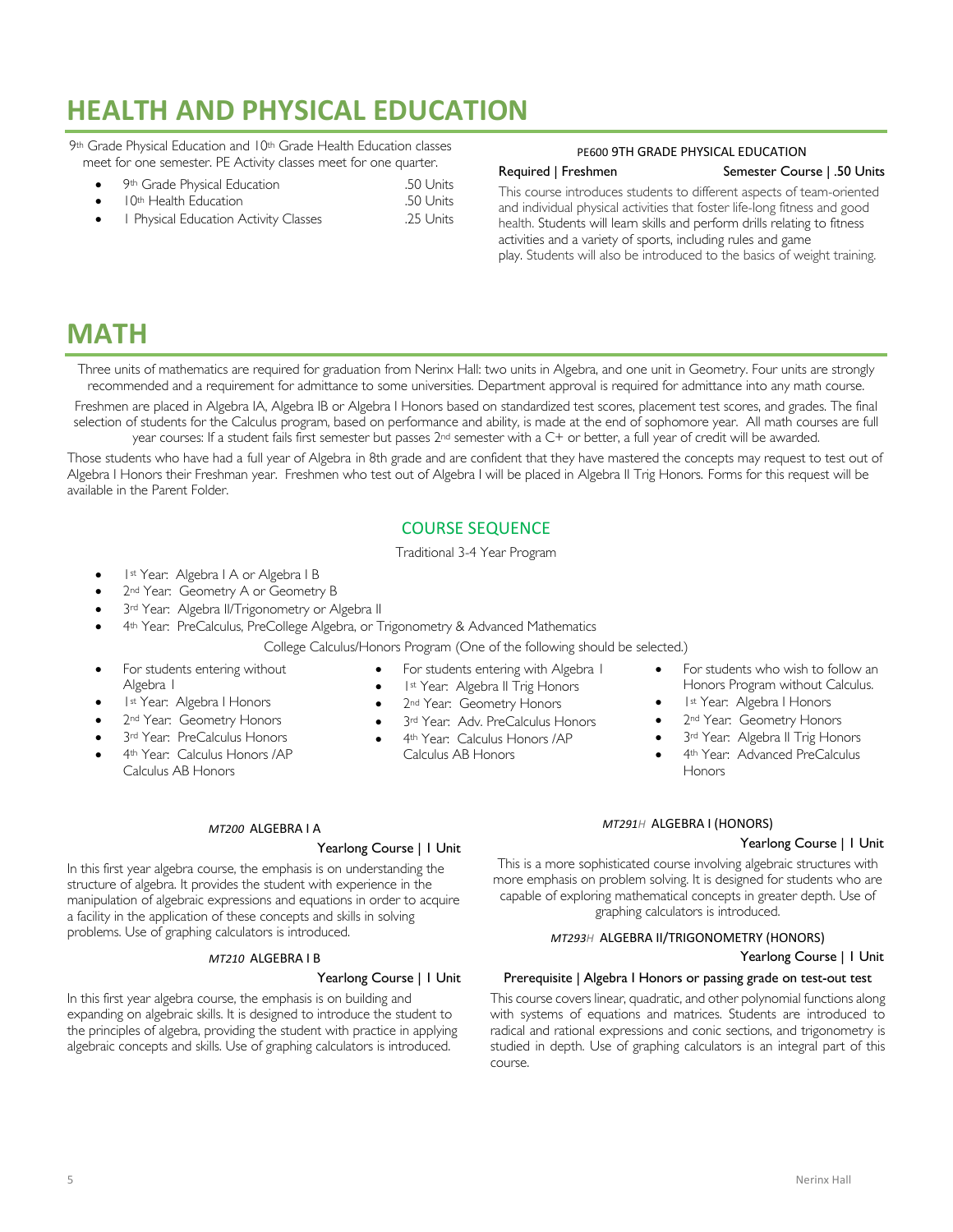# HEALTH AND PHYSICAL EDUCATION

9th Grade Physical Education and 10th Grade Health Education classes meet for one semester. PE Activity classes meet for one quarter.

- 9th Grade Physical Education .50 Units
- 10th Health Education .50 Units
- 1 Physical Education Activity Classes .25 Units

### PE600 9TH GRADE PHYSICAL EDUCATION

**Required | Freshmen** **Semester Course | .50 Units**

This course introduces students to different aspects of team-oriented and individual physical activities that foster life-long fitness and good health. Students will learn skills and perform drills relating to fitness activities and a variety of sports, including rules and game play. Students will also be introduced to the basics of weight training.

# MATH

Three units of mathematics are required for graduation from Nerinx Hall: two units in Algebra, and one unit in Geometry. Four units are strongly recommended and a requirement for admittance to some universities. Department approval is required for admittance into any math course.

Freshmen are placed in Algebra IA, Algebra IB or Algebra I Honors based on standardized test scores, placement test scores, and grades. The final selection of students for the Calculus program, based on performance and ability, is made at the end of sophomore year. All math courses are full year courses: If a student fails first semester but passes 2nd semester with a C+ or better, a full year of credit will be awarded.

Those students who have had a full year of Algebra in 8th grade and are confident that they have mastered the concepts may request to test out of Algebra I Honors their Freshman year. Freshmen who test out of Algebra I will be placed in Algebra II Trig Honors. Forms for this request will be available in the Parent Folder.

## COURSE SEQUENCE

Traditional 3-4 Year Program

- 1st Year: Algebra I A or Algebra I B
- 2nd Year: Geometry A or Geometry B
- 3rd Year: Algebra II/Trigonometry or Algebra II
- 4th Year: PreCalculus, PreCollege Algebra, or Trigonometry & Advanced Mathematics

College Calculus/Honors Program (One of the following should be selected.)

- For students entering without Algebra I
- 1st Year: Algebra I Honors
- 2nd Year: Geometry Honors
- 3rd Year: PreCalculus Honors
- 4th Year: Calculus Honors /AP Calculus AB Honors

- For students entering with Algebra I
- 1st Year: Algebra II Trig Honors
- 2nd Year: Geometry Honors
- 3rd Year: Adv. PreCalculus Honors
- 4th Year: Calculus Honors /AP Calculus AB Honors

- For students who wish to follow an Honors Program without Calculus.
- 1st Year: Algebra I Honors
- 2nd Year: Geometry Honors
- 3rd Year: Algebra II Trig Honors
- 4th Year: Advanced PreCalculus Honors

### *MT200* ALGEBRA I A

**Yearlong Course | 1 Unit**

In this first year algebra course, the emphasis is on understanding the structure of algebra. It provides the student with experience in the manipulation of algebraic expressions and equations in order to acquire a facility in the application of these concepts and skills in solving problems. Use of graphing calculators is introduced.

### *MT210* ALGEBRA I B

**Yearlong Course | 1 Unit**

In this first year algebra course, the emphasis is on building and expanding on algebraic skills. It is designed to introduce the student to the principles of algebra, providing the student with practice in applying algebraic concepts and skills. Use of graphing calculators is introduced.

### *MT291H* ALGEBRA I (HONORS)

**Yearlong Course | 1 Unit**

This is a more sophisticated course involving algebraic structures with more emphasis on problem solving. It is designed for students who are capable of exploring mathematical concepts in greater depth. Use of graphing calculators is introduced.

### *MT293H* ALGEBRA II/TRIGONOMETRY (HONORS)

**Yearlong Course | 1 Unit**

**Prerequisite | Algebra I Honors or passing grade on test-out test**

This course covers linear, quadratic, and other polynomial functions along with systems of equations and matrices. Students are introduced to radical and rational expressions and conic sections, and trigonometry is studied in depth. Use of graphing calculators is an integral part of this course.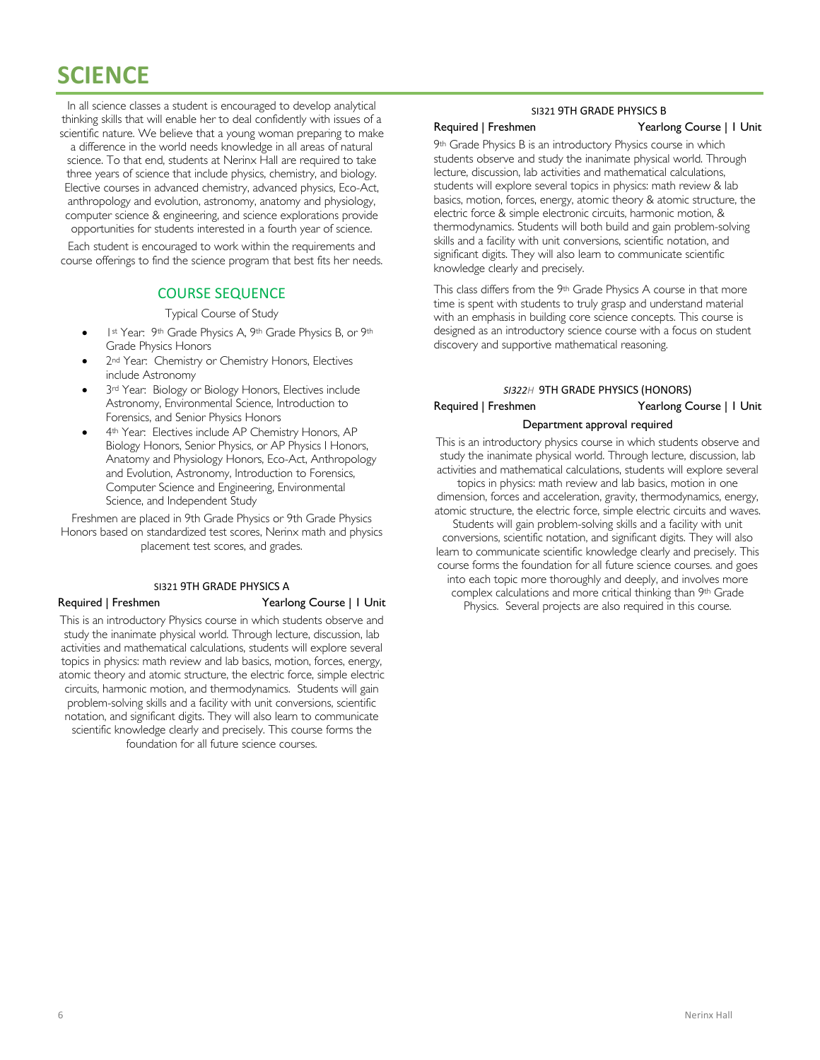# SCIENCE

In all science classes a student is encouraged to develop analytical thinking skills that will enable her to deal confidently with issues of a scientific nature. We believe that a young woman preparing to make a difference in the world needs knowledge in all areas of natural science. To that end, students at Nerinx Hall are required to take three years of science that include physics, chemistry, and biology. Elective courses in advanced chemistry, advanced physics, Eco-Act, anthropology and evolution, astronomy, anatomy and physiology, computer science & engineering, and science explorations provide opportunities for students interested in a fourth year of science.

Each student is encouraged to work within the requirements and course offerings to find the science program that best fits her needs.

## COURSE SEQUENCE

Typical Course of Study

- 1st Year: 9th Grade Physics A, 9th Grade Physics B, or 9th Grade Physics Honors
- 2nd Year: Chemistry or Chemistry Honors, Electives include Astronomy
- 3rd Year: Biology or Biology Honors, Electives include Astronomy, Environmental Science, Introduction to Forensics, and Senior Physics Honors
- 4th Year: Electives include AP Chemistry Honors, AP Biology Honors, Senior Physics, or AP Physics I Honors, Anatomy and Physiology Honors, Eco-Act, Anthropology and Evolution, Astronomy, Introduction to Forensics, Computer Science and Engineering, Environmental Science, and Independent Study

Freshmen are placed in 9th Grade Physics or 9th Grade Physics Honors based on standardized test scores, Nerinx math and physics placement test scores, and grades.

### SI321 9TH GRADE PHYSICS A

**Required | Freshmen** — **Yearlong Course | 1 Unit**

This is an introductory Physics course in which students observe and study the inanimate physical world. Through lecture, discussion, lab activities and mathematical calculations, students will explore several topics in physics: math review and lab basics, motion, forces, energy, atomic theory and atomic structure, the electric force, simple electric circuits, harmonic motion, and thermodynamics. Students will gain problem-solving skills and a facility with unit conversions, scientific notation, and significant digits. They will also learn to communicate scientific knowledge clearly and precisely. This course forms the foundation for all future science courses.

### SI321 9TH GRADE PHYSICS B

**Required | Freshmen** — **Yearlong Course | 1 Unit**

9th Grade Physics B is an introductory Physics course in which students observe and study the inanimate physical world. Through lecture, discussion, lab activities and mathematical calculations, students will explore several topics in physics: math review & lab basics, motion, forces, energy, atomic theory & atomic structure, the electric force & simple electronic circuits, harmonic motion, & thermodynamics. Students will both build and gain problem-solving skills and a facility with unit conversions, scientific notation, and significant digits. They will also learn to communicate scientific knowledge clearly and precisely.

This class differs from the 9th Grade Physics A course in that more time is spent with students to truly grasp and understand material with an emphasis in building core science concepts. This course is designed as an introductory science course with a focus on student discovery and supportive mathematical reasoning.

### *SI322H* 9TH GRADE PHYSICS (HONORS)

**Required | Freshmen** — **Yearlong Course | 1 Unit**

**Department approval required**

This is an introductory physics course in which students observe and study the inanimate physical world. Through lecture, discussion, lab activities and mathematical calculations, students will explore several topics in physics: math review and lab basics, motion in one dimension, forces and acceleration, gravity, thermodynamics, energy, atomic structure, the electric force, simple electric circuits and waves. Students will gain problem-solving skills and a facility with unit conversions, scientific notation, and significant digits. They will also learn to communicate scientific knowledge clearly and precisely. This course forms the foundation for all future science courses. and goes into each topic more thoroughly and deeply, and involves more complex calculations and more critical thinking than 9th Grade Physics. Several projects are also required in this course.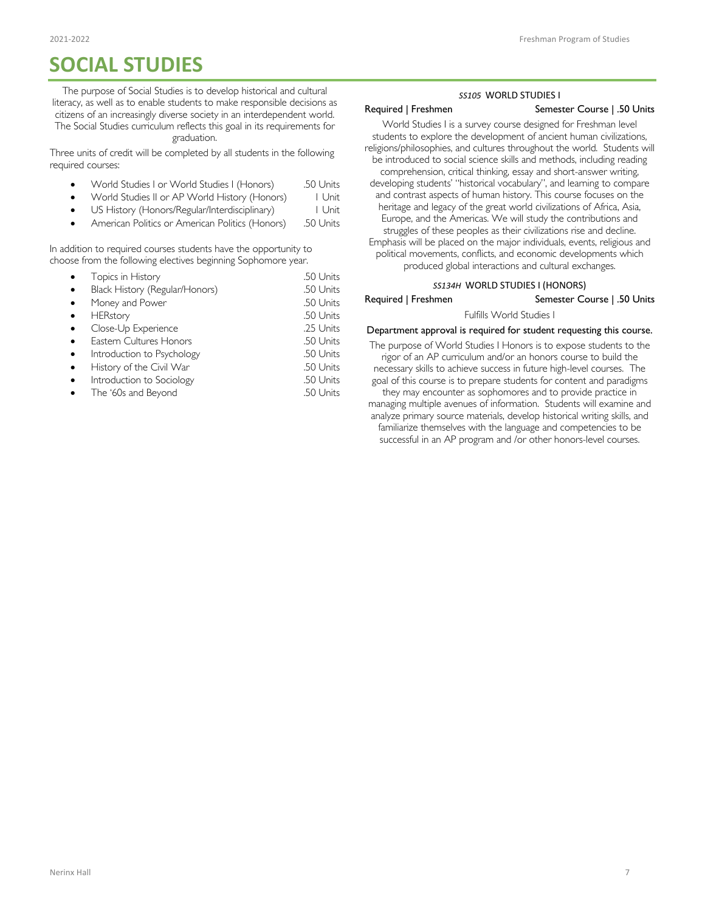# SOCIAL STUDIES

The purpose of Social Studies is to develop historical and cultural literacy, as well as to enable students to make responsible decisions as citizens of an increasingly diverse society in an interdependent world. The Social Studies curriculum reflects this goal in its requirements for graduation.

Three units of credit will be completed by all students in the following required courses:

- World Studies I or World Studies I (Honors) — .50 Units
- World Studies II or AP World History (Honors) — 1 Unit
- US History (Honors/Regular/Interdisciplinary) — 1 Unit
- American Politics or American Politics (Honors) — .50 Units

In addition to required courses students have the opportunity to choose from the following electives beginning Sophomore year.

- Topics in History — .50 Units
- Black History (Regular/Honors) — .50 Units
- Money and Power — .50 Units
- HERstory — .50 Units
- Close-Up Experience — .25 Units
- Eastern Cultures Honors — .50 Units
- Introduction to Psychology — .50 Units
- History of the Civil War — .50 Units
- Introduction to Sociology — .50 Units
- The '60s and Beyond — .50 Units

### *SS105* WORLD STUDIES I

**Required | Freshmen** — **Semester Course | .50 Units**

World Studies I is a survey course designed for Freshman level students to explore the development of ancient human civilizations, religions/philosophies, and cultures throughout the world. Students will be introduced to social science skills and methods, including reading comprehension, critical thinking, essay and short-answer writing, developing students' "historical vocabulary", and learning to compare and contrast aspects of human history. This course focuses on the heritage and legacy of the great world civilizations of Africa, Asia, Europe, and the Americas. We will study the contributions and struggles of these peoples as their civilizations rise and decline. Emphasis will be placed on the major individuals, events, religious and political movements, conflicts, and economic developments which produced global interactions and cultural exchanges.

### *SS134H* WORLD STUDIES I (HONORS)

**Required | Freshmen** — **Semester Course | .50 Units**

Fulfills World Studies I

**Department approval is required for student requesting this course.**

The purpose of World Studies I Honors is to expose students to the rigor of an AP curriculum and/or an honors course to build the necessary skills to achieve success in future high-level courses. The goal of this course is to prepare students for content and paradigms they may encounter as sophomores and to provide practice in managing multiple avenues of information. Students will examine and analyze primary source materials, develop historical writing skills, and familiarize themselves with the language and competencies to be successful in an AP program and /or other honors-level courses.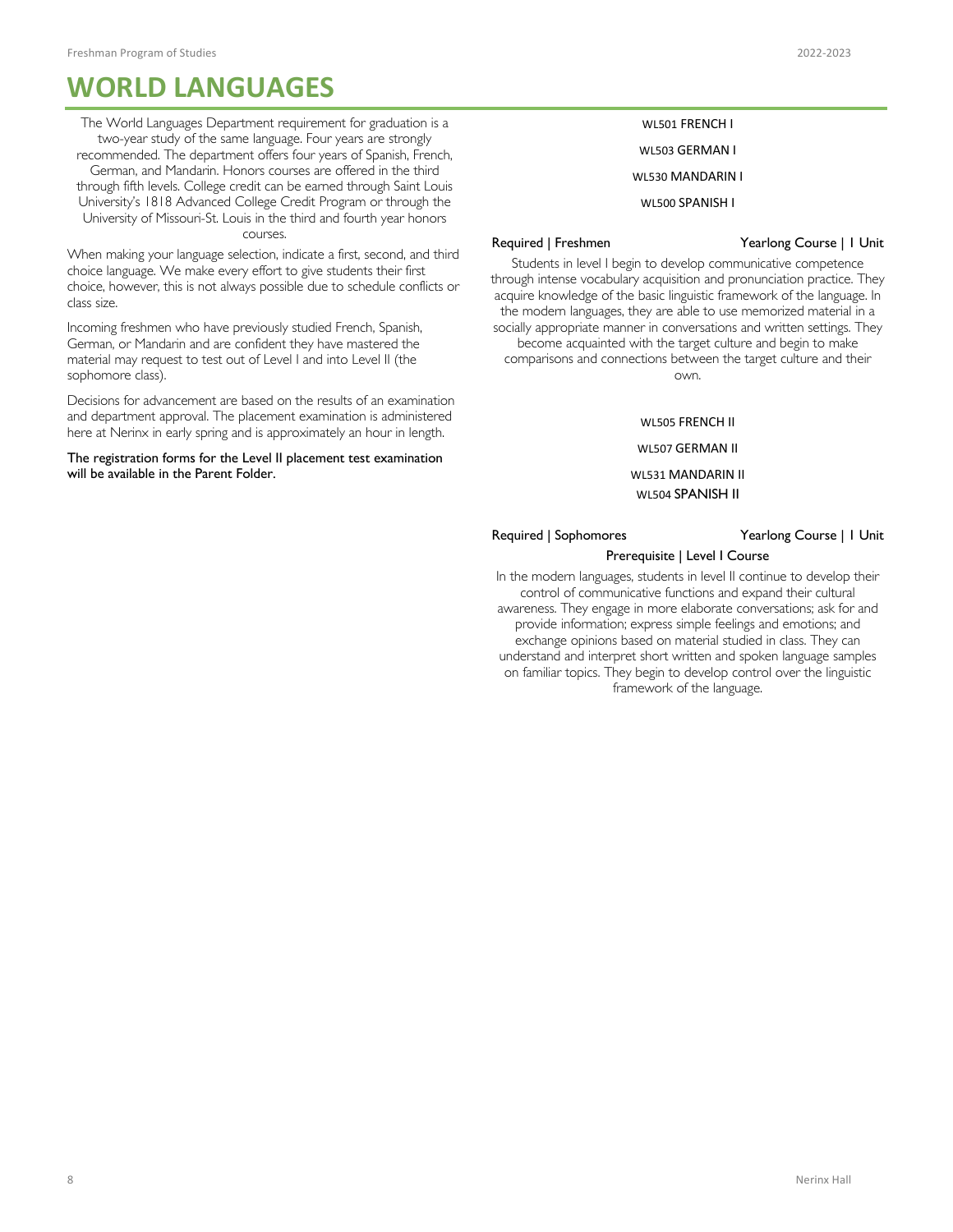# WORLD LANGUAGES

The World Languages Department requirement for graduation is a two-year study of the same language. Four years are strongly recommended. The department offers four years of Spanish, French, German, and Mandarin. Honors courses are offered in the third through fifth levels. College credit can be earned through Saint Louis University's 1818 Advanced College Credit Program or through the University of Missouri-St. Louis in the third and fourth year honors courses.

When making your language selection, indicate a first, second, and third choice language. We make every effort to give students their first choice, however, this is not always possible due to schedule conflicts or class size.

Incoming freshmen who have previously studied French, Spanish, German, or Mandarin and are confident they have mastered the material may request to test out of Level I and into Level II (the sophomore class).

Decisions for advancement are based on the results of an examination and department approval. The placement examination is administered here at Nerinx in early spring and is approximately an hour in length.

The registration forms for the Level II placement test examination will be available in the Parent Folder.

### WL501 FRENCH I
### WL503 GERMAN I
### WL530 MANDARIN I
### WL500 SPANISH I

Required | Freshmen — Yearlong Course | 1 Unit

Students in level I begin to develop communicative competence through intense vocabulary acquisition and pronunciation practice. They acquire knowledge of the basic linguistic framework of the language. In the modern languages, they are able to use memorized material in a socially appropriate manner in conversations and written settings. They become acquainted with the target culture and begin to make comparisons and connections between the target culture and their own.

### WL505 FRENCH II
### WL507 GERMAN II
### WL531 MANDARIN II
### WL504 SPANISH II

Required | Sophomores — Yearlong Course | 1 Unit

Prerequisite | Level I Course

In the modern languages, students in level II continue to develop their control of communicative functions and expand their cultural awareness. They engage in more elaborate conversations; ask for and provide information; express simple feelings and emotions; and exchange opinions based on material studied in class. They can understand and interpret short written and spoken language samples on familiar topics. They begin to develop control over the linguistic framework of the language.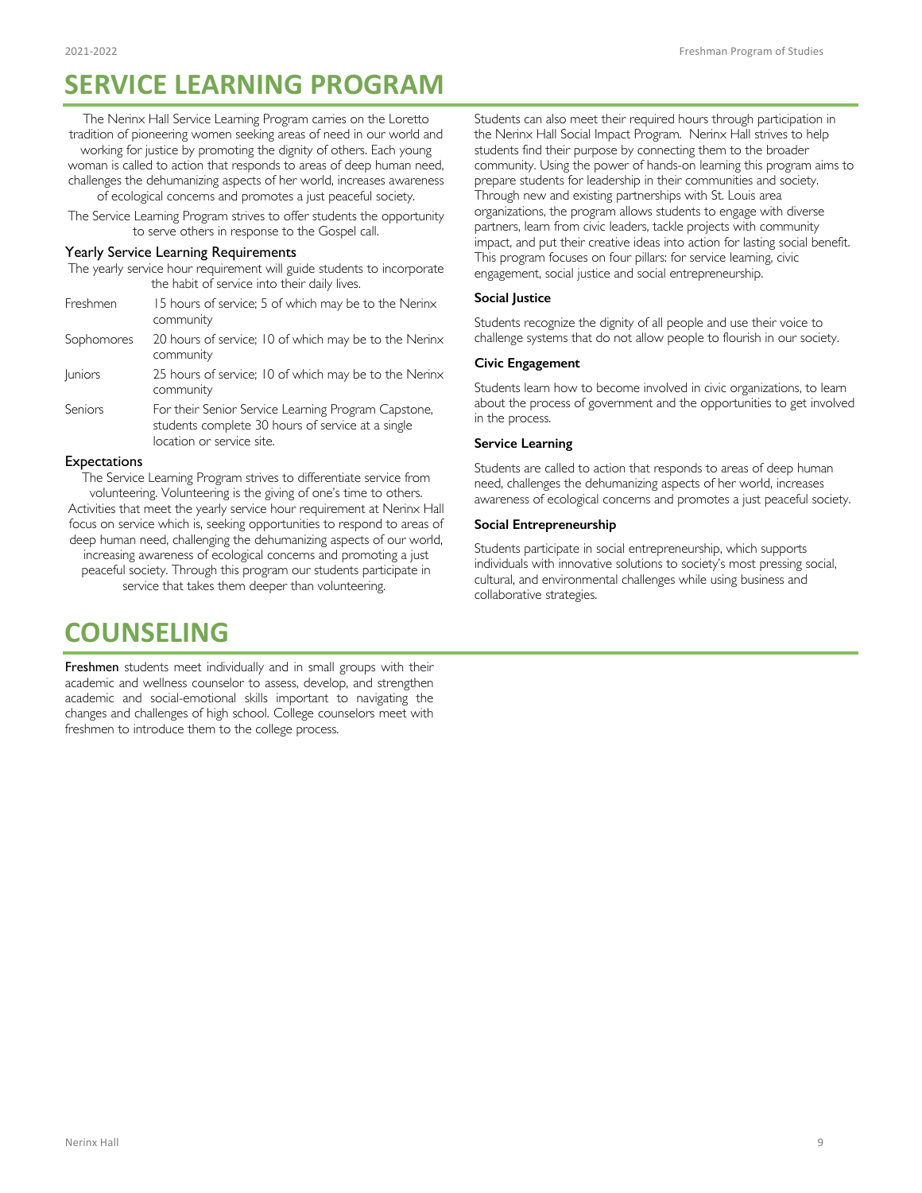# SERVICE LEARNING PROGRAM

The Nerinx Hall Service Learning Program carries on the Loretto tradition of pioneering women seeking areas of need in our world and working for justice by promoting the dignity of others. Each young woman is called to action that responds to areas of deep human need, challenges the dehumanizing aspects of her world, increases awareness of ecological concerns and promotes a just peaceful society.

The Service Learning Program strives to offer students the opportunity to serve others in response to the Gospel call.

### Yearly Service Learning Requirements

The yearly service hour requirement will guide students to incorporate the habit of service into their daily lives.

| | |
|---|---|
| Freshmen | 15 hours of service; 5 of which may be to the Nerinx community |
| Sophomores | 20 hours of service; 10 of which may be to the Nerinx community |
| Juniors | 25 hours of service; 10 of which may be to the Nerinx community |
| Seniors | For their Senior Service Learning Program Capstone, students complete 30 hours of service at a single location or service site. |

### Expectations

The Service Learning Program strives to differentiate service from volunteering. Volunteering is the giving of one's time to others. Activities that meet the yearly service hour requirement at Nerinx Hall focus on service which is, seeking opportunities to respond to areas of deep human need, challenging the dehumanizing aspects of our world, increasing awareness of ecological concerns and promoting a just peaceful society. Through this program our students participate in service that takes them deeper than volunteering.

Students can also meet their required hours through participation in the Nerinx Hall Social Impact Program. Nerinx Hall strives to help students find their purpose by connecting them to the broader community. Using the power of hands-on learning this program aims to prepare students for leadership in their communities and society. Through new and existing partnerships with St. Louis area organizations, the program allows students to engage with diverse partners, learn from civic leaders, tackle projects with community impact, and put their creative ideas into action for lasting social benefit. This program focuses on four pillars: for service learning, civic engagement, social justice and social entrepreneurship.

**Social Justice**

Students recognize the dignity of all people and use their voice to challenge systems that do not allow people to flourish in our society.

**Civic Engagement**

Students learn how to become involved in civic organizations, to learn about the process of government and the opportunities to get involved in the process.

**Service Learning**

Students are called to action that responds to areas of deep human need, challenges the dehumanizing aspects of her world, increases awareness of ecological concerns and promotes a just peaceful society.

**Social Entrepreneurship**

Students participate in social entrepreneurship, which supports individuals with innovative solutions to society's most pressing social, cultural, and environmental challenges while using business and collaborative strategies.

# COUNSELING

**Freshmen** students meet individually and in small groups with their academic and wellness counselor to assess, develop, and strengthen academic and social-emotional skills important to navigating the changes and challenges of high school. College counselors meet with freshmen to introduce them to the college process.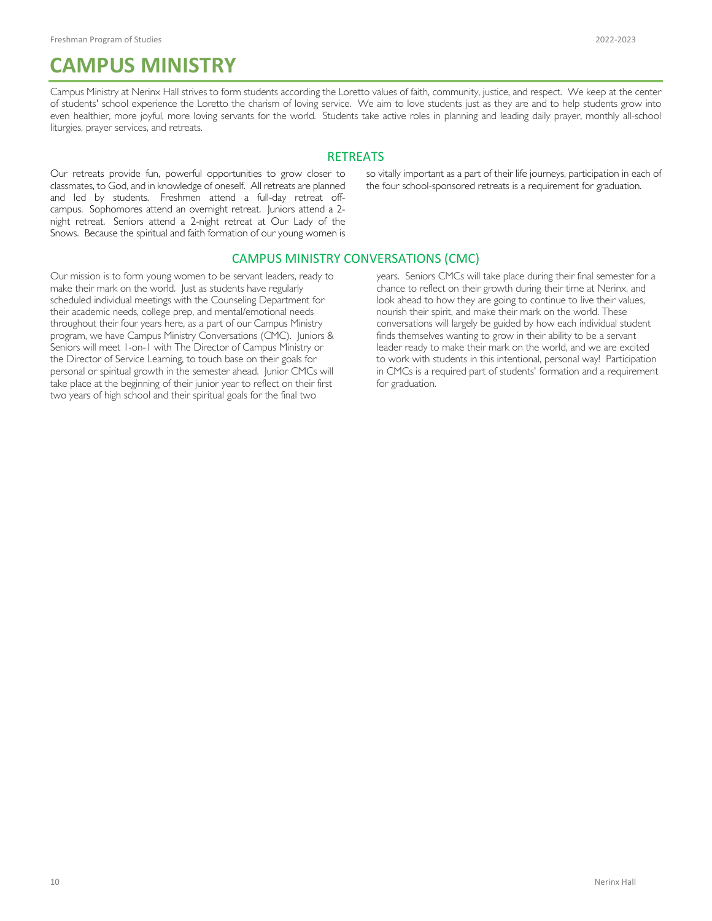# CAMPUS MINISTRY

Campus Ministry at Nerinx Hall strives to form students according the Loretto values of faith, community, justice, and respect. We keep at the center of students' school experience the Loretto the charism of loving service. We aim to love students just as they are and to help students grow into even healthier, more joyful, more loving servants for the world. Students take active roles in planning and leading daily prayer, monthly all-school liturgies, prayer services, and retreats.

## RETREATS

Our retreats provide fun, powerful opportunities to grow closer to classmates, to God, and in knowledge of oneself. All retreats are planned and led by students. Freshmen attend a full-day retreat off-campus. Sophomores attend an overnight retreat. Juniors attend a 2-night retreat. Seniors attend a 2-night retreat at Our Lady of the Snows. Because the spiritual and faith formation of our young women is so vitally important as a part of their life journeys, participation in each of the four school-sponsored retreats is a requirement for graduation.

## CAMPUS MINISTRY CONVERSATIONS (CMC)

Our mission is to form young women to be servant leaders, ready to make their mark on the world. Just as students have regularly scheduled individual meetings with the Counseling Department for their academic needs, college prep, and mental/emotional needs throughout their four years here, as a part of our Campus Ministry program, we have Campus Ministry Conversations (CMC). Juniors & Seniors will meet 1-on-1 with The Director of Campus Ministry or the Director of Service Learning, to touch base on their goals for personal or spiritual growth in the semester ahead. Junior CMCs will take place at the beginning of their junior year to reflect on their first two years of high school and their spiritual goals for the final two years. Seniors CMCs will take place during their final semester for a chance to reflect on their growth during their time at Nerinx, and look ahead to how they are going to continue to live their values, nourish their spirit, and make their mark on the world. These conversations will largely be guided by how each individual student finds themselves wanting to grow in their ability to be a servant leader ready to make their mark on the world, and we are excited to work with students in this intentional, personal way! Participation in CMCs is a required part of students' formation and a requirement for graduation.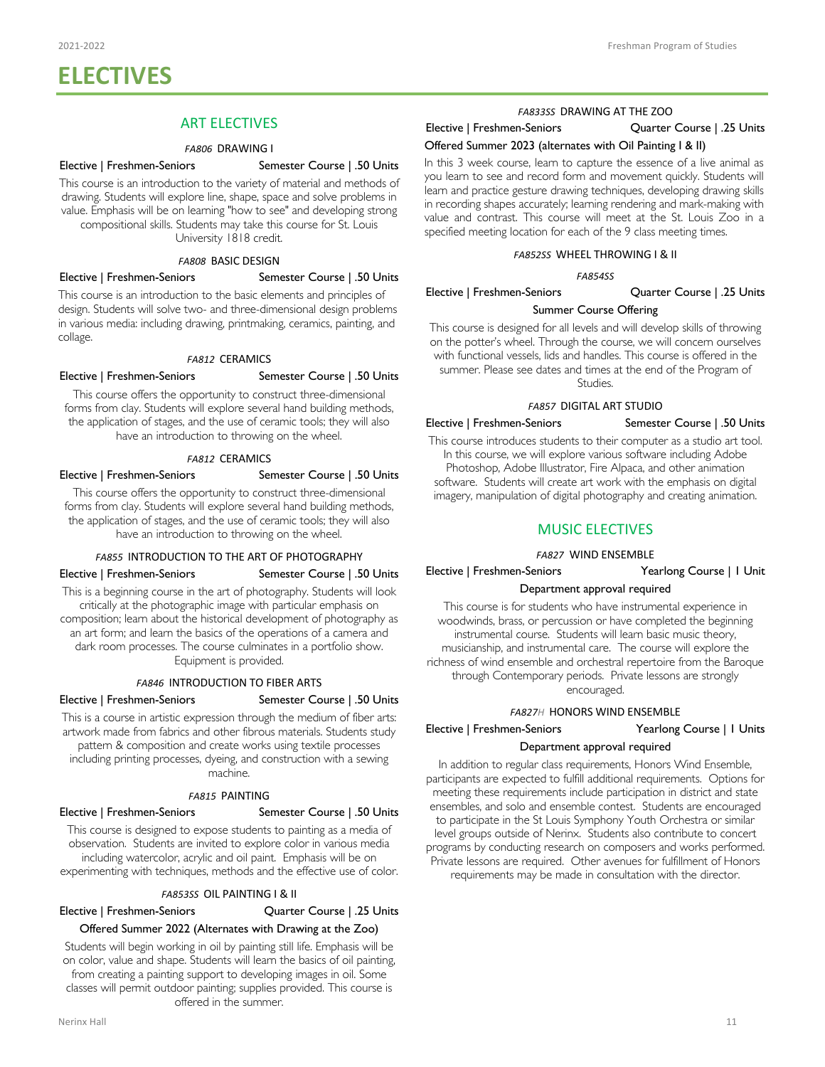# ELECTIVES

## ART ELECTIVES

### *FA806* DRAWING I

Elective | Freshmen-Seniors — Semester Course | .50 Units

This course is an introduction to the variety of material and methods of drawing. Students will explore line, shape, space and solve problems in value. Emphasis will be on learning "how to see" and developing strong compositional skills. Students may take this course for St. Louis University 1818 credit.

### *FA808* BASIC DESIGN

Elective | Freshmen-Seniors — Semester Course | .50 Units

This course is an introduction to the basic elements and principles of design. Students will solve two- and three-dimensional design problems in various media: including drawing, printmaking, ceramics, painting, and collage.

### *FA812* CERAMICS

Elective | Freshmen-Seniors — Semester Course | .50 Units

This course offers the opportunity to construct three-dimensional forms from clay. Students will explore several hand building methods, the application of stages, and the use of ceramic tools; they will also have an introduction to throwing on the wheel.

### *FA812* CERAMICS

Elective | Freshmen-Seniors — Semester Course | .50 Units

This course offers the opportunity to construct three-dimensional forms from clay. Students will explore several hand building methods, the application of stages, and the use of ceramic tools; they will also have an introduction to throwing on the wheel.

### *FA855* INTRODUCTION TO THE ART OF PHOTOGRAPHY

Elective | Freshmen-Seniors — Semester Course | .50 Units

This is a beginning course in the art of photography. Students will look critically at the photographic image with particular emphasis on composition; learn about the historical development of photography as an art form; and learn the basics of the operations of a camera and dark room processes. The course culminates in a portfolio show. Equipment is provided.

### *FA846* INTRODUCTION TO FIBER ARTS

Elective | Freshmen-Seniors — Semester Course | .50 Units

This is a course in artistic expression through the medium of fiber arts: artwork made from fabrics and other fibrous materials. Students study pattern & composition and create works using textile processes including printing processes, dyeing, and construction with a sewing machine.

### *FA815* PAINTING

Elective | Freshmen-Seniors — Semester Course | .50 Units

This course is designed to expose students to painting as a media of observation. Students are invited to explore color in various media including watercolor, acrylic and oil paint. Emphasis will be on experimenting with techniques, methods and the effective use of color.

### *FA853SS* OIL PAINTING I & II

Elective | Freshmen-Seniors — Quarter Course | .25 Units

Offered Summer 2022 (Alternates with Drawing at the Zoo)

Students will begin working in oil by painting still life. Emphasis will be on color, value and shape. Students will learn the basics of oil painting, from creating a painting support to developing images in oil. Some classes will permit outdoor painting; supplies provided. This course is offered in the summer.

### *FA833SS* DRAWING AT THE ZOO

Elective | Freshmen-Seniors — Quarter Course | .25 Units

Offered Summer 2023 (alternates with Oil Painting I & II)

In this 3 week course, learn to capture the essence of a live animal as you learn to see and record form and movement quickly. Students will learn and practice gesture drawing techniques, developing drawing skills in recording shapes accurately; learning rendering and mark-making with value and contrast. This course will meet at the St. Louis Zoo in a specified meeting location for each of the 9 class meeting times.

### *FA852SS* WHEEL THROWING I & II

*FA854SS*

Elective | Freshmen-Seniors — Quarter Course | .25 Units

Summer Course Offering

This course is designed for all levels and will develop skills of throwing on the potter's wheel. Through the course, we will concern ourselves with functional vessels, lids and handles. This course is offered in the summer. Please see dates and times at the end of the Program of Studies.

### *FA857* DIGITAL ART STUDIO

Elective | Freshmen-Seniors — Semester Course | .50 Units

This course introduces students to their computer as a studio art tool. In this course, we will explore various software including Adobe Photoshop, Adobe Illustrator, Fire Alpaca, and other animation software. Students will create art work with the emphasis on digital imagery, manipulation of digital photography and creating animation.

## MUSIC ELECTIVES

### *FA827* WIND ENSEMBLE

Elective | Freshmen-Seniors — Yearlong Course | 1 Unit

Department approval required

This course is for students who have instrumental experience in woodwinds, brass, or percussion or have completed the beginning instrumental course. Students will learn basic music theory, musicianship, and instrumental care. The course will explore the richness of wind ensemble and orchestral repertoire from the Baroque through Contemporary periods. Private lessons are strongly encouraged.

### *FA827H* HONORS WIND ENSEMBLE

Elective | Freshmen-Seniors — Yearlong Course | 1 Units

Department approval required

In addition to regular class requirements, Honors Wind Ensemble, participants are expected to fulfill additional requirements. Options for meeting these requirements include participation in district and state ensembles, and solo and ensemble contest. Students are encouraged to participate in the St Louis Symphony Youth Orchestra or similar level groups outside of Nerinx. Students also contribute to concert programs by conducting research on composers and works performed. Private lessons are required. Other avenues for fulfillment of Honors requirements may be made in consultation with the director.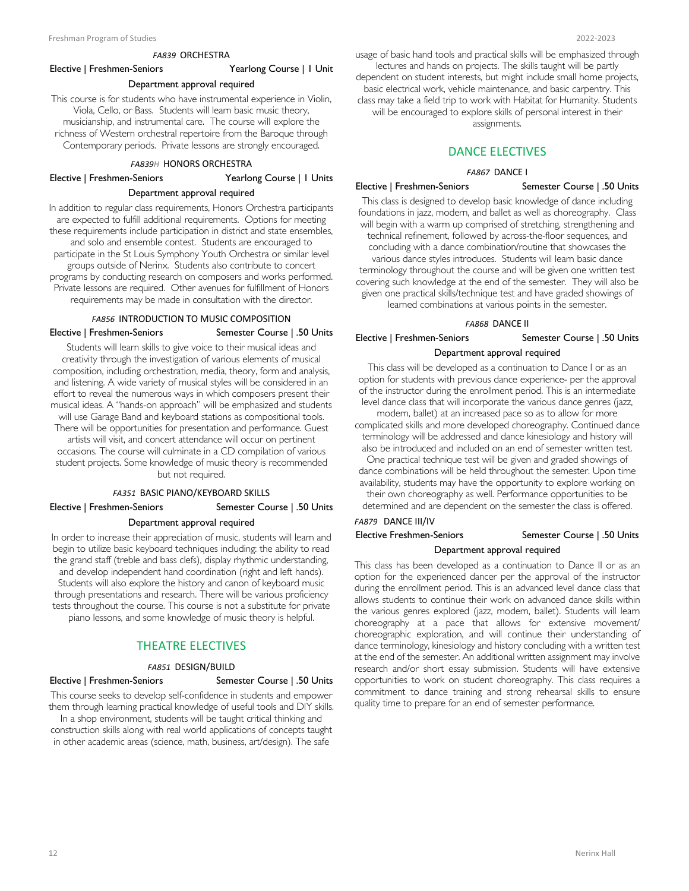#### *FA839* ORCHESTRA

Elective | Freshmen-Seniors — Yearlong Course | 1 Unit

**Department approval required**

This course is for students who have instrumental experience in Violin, Viola, Cello, or Bass. Students will learn basic music theory, musicianship, and instrumental care. The course will explore the richness of Western orchestral repertoire from the Baroque through Contemporary periods. Private lessons are strongly encouraged.

#### *FA839H* HONORS ORCHESTRA

Elective | Freshmen-Seniors — Yearlong Course | 1 Units

**Department approval required**

In addition to regular class requirements, Honors Orchestra participants are expected to fulfill additional requirements. Options for meeting these requirements include participation in district and state ensembles, and solo and ensemble contest. Students are encouraged to participate in the St Louis Symphony Youth Orchestra or similar level groups outside of Nerinx. Students also contribute to concert programs by conducting research on composers and works performed. Private lessons are required. Other avenues for fulfillment of Honors requirements may be made in consultation with the director.

#### *FA856* INTRODUCTION TO MUSIC COMPOSITION

Elective | Freshmen-Seniors — Semester Course | .50 Units

Students will learn skills to give voice to their musical ideas and creativity through the investigation of various elements of musical composition, including orchestration, media, theory, form and analysis, and listening. A wide variety of musical styles will be considered in an effort to reveal the numerous ways in which composers present their musical ideas. A "hands-on approach" will be emphasized and students will use Garage Band and keyboard stations as compositional tools. There will be opportunities for presentation and performance. Guest artists will visit, and concert attendance will occur on pertinent occasions. The course will culminate in a CD compilation of various student projects. Some knowledge of music theory is recommended but not required.

#### *FA351* BASIC PIANO/KEYBOARD SKILLS

Elective | Freshmen-Seniors — Semester Course | .50 Units

**Department approval required**

In order to increase their appreciation of music, students will learn and begin to utilize basic keyboard techniques including: the ability to read the grand staff (treble and bass clefs), display rhythmic understanding, and develop independent hand coordination (right and left hands). Students will also explore the history and canon of keyboard music through presentations and research. There will be various proficiency tests throughout the course. This course is not a substitute for private piano lessons, and some knowledge of music theory is helpful.

## THEATRE ELECTIVES

#### *FA851* DESIGN/BUILD

Elective | Freshmen-Seniors — Semester Course | .50 Units

This course seeks to develop self-confidence in students and empower them through learning practical knowledge of useful tools and DIY skills. In a shop environment, students will be taught critical thinking and construction skills along with real world applications of concepts taught in other academic areas (science, math, business, art/design). The safe usage of basic hand tools and practical skills will be emphasized through lectures and hands on projects. The skills taught will be partly dependent on student interests, but might include small home projects, basic electrical work, vehicle maintenance, and basic carpentry. This class may take a field trip to work with Habitat for Humanity. Students will be encouraged to explore skills of personal interest in their assignments.

## DANCE ELECTIVES

#### *FA867* DANCE I

Elective | Freshmen-Seniors — Semester Course | .50 Units

This class is designed to develop basic knowledge of dance including foundations in jazz, modern, and ballet as well as choreography. Class will begin with a warm up comprised of stretching, strengthening and technical refinement, followed by across-the-floor sequences, and concluding with a dance combination/routine that showcases the various dance styles introduces. Students will learn basic dance terminology throughout the course and will be given one written test covering such knowledge at the end of the semester. They will also be given one practical skills/technique test and have graded showings of learned combinations at various points in the semester.

#### *FA868* DANCE II

Elective | Freshmen-Seniors — Semester Course | .50 Units

**Department approval required**

This class will be developed as a continuation to Dance I or as an option for students with previous dance experience- per the approval of the instructor during the enrollment period. This is an intermediate level dance class that will incorporate the various dance genres (jazz, modern, ballet) at an increased pace so as to allow for more complicated skills and more developed choreography. Continued dance terminology will be addressed and dance kinesiology and history will also be introduced and included on an end of semester written test. One practical technique test will be given and graded showings of dance combinations will be held throughout the semester. Upon time availability, students may have the opportunity to explore working on their own choreography as well. Performance opportunities to be determined and are dependent on the semester the class is offered.

#### *FA879* DANCE III/IV

Elective Freshmen-Seniors — Semester Course | .50 Units

**Department approval required**

This class has been developed as a continuation to Dance II or as an option for the experienced dancer per the approval of the instructor during the enrollment period. This is an advanced level dance class that allows students to continue their work on advanced dance skills within the various genres explored (jazz, modern, ballet). Students will learn choreography at a pace that allows for extensive movement/ choreographic exploration, and will continue their understanding of dance terminology, kinesiology and history concluding with a written test at the end of the semester. An additional written assignment may involve research and/or short essay submission. Students will have extensive opportunities to work on student choreography. This class requires a commitment to dance training and strong rehearsal skills to ensure quality time to prepare for an end of semester performance.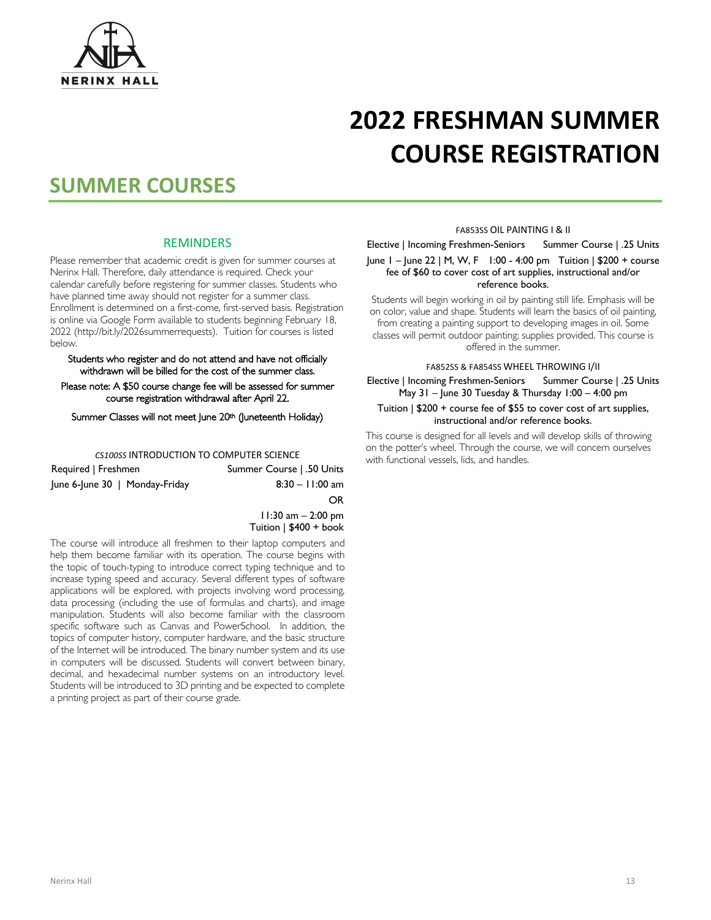NERINX HALL

# 2022 FRESHMAN SUMMER COURSE REGISTRATION

## SUMMER COURSES

### REMINDERS

Please remember that academic credit is given for summer courses at Nerinx Hall. Therefore, daily attendance is required. Check your calendar carefully before registering for summer classes. Students who have planned time away should not register for a summer class. Enrollment is determined on a first-come, first-served basis. Registration is online via Google Form available to students beginning February 18, 2022 (http://bit.ly/2026summerrequests). Tuition for courses is listed below.

**Students who register and do not attend and have not officially withdrawn will be billed for the cost of the summer class.**

**Please note: A $50 course change fee will be assessed for summer course registration withdrawal after April 22.**

**Summer Classes will not meet June 20th (Juneteenth Holiday)**

#### *CS100SS* INTRODUCTION TO COMPUTER SCIENCE

Required | Freshmen — Summer Course | .50 Units

June 6-June 30 | Monday-Friday — 8:30 – 11:00 am OR 11:30 am – 2:00 pm

Tuition | $400 + book

The course will introduce all freshmen to their laptop computers and help them become familiar with its operation. The course begins with the topic of touch-typing to introduce correct typing technique and to increase typing speed and accuracy. Several different types of software applications will be explored, with projects involving word processing, data processing (including the use of formulas and charts), and image manipulation. Students will also become familiar with the classroom specific software such as Canvas and PowerSchool. In addition, the topics of computer history, computer hardware, and the basic structure of the Internet will be introduced. The binary number system and its use in computers will be discussed. Students will convert between binary, decimal, and hexadecimal number systems on an introductory level. Students will be introduced to 3D printing and be expected to complete a printing project as part of their course grade.

#### FA853SS OIL PAINTING I & II

Elective | Incoming Freshmen-Seniors — Summer Course | .25 Units

June 1 – June 22 | M, W, F 1:00 - 4:00 pm Tuition | $200 + course fee of $60 to cover cost of art supplies, instructional and/or reference books.

Students will begin working in oil by painting still life. Emphasis will be on color, value and shape. Students will learn the basics of oil painting, from creating a painting support to developing images in oil. Some classes will permit outdoor painting; supplies provided. This course is offered in the summer.

#### FA852SS & FA854SS WHEEL THROWING I/II

Elective | Incoming Freshmen-Seniors — Summer Course | .25 Units

May 31 – June 30 Tuesday & Thursday 1:00 – 4:00 pm

Tuition | $200 + course fee of $55 to cover cost of art supplies, instructional and/or reference books.

This course is designed for all levels and will develop skills of throwing on the potter's wheel. Through the course, we will concern ourselves with functional vessels, lids, and handles.